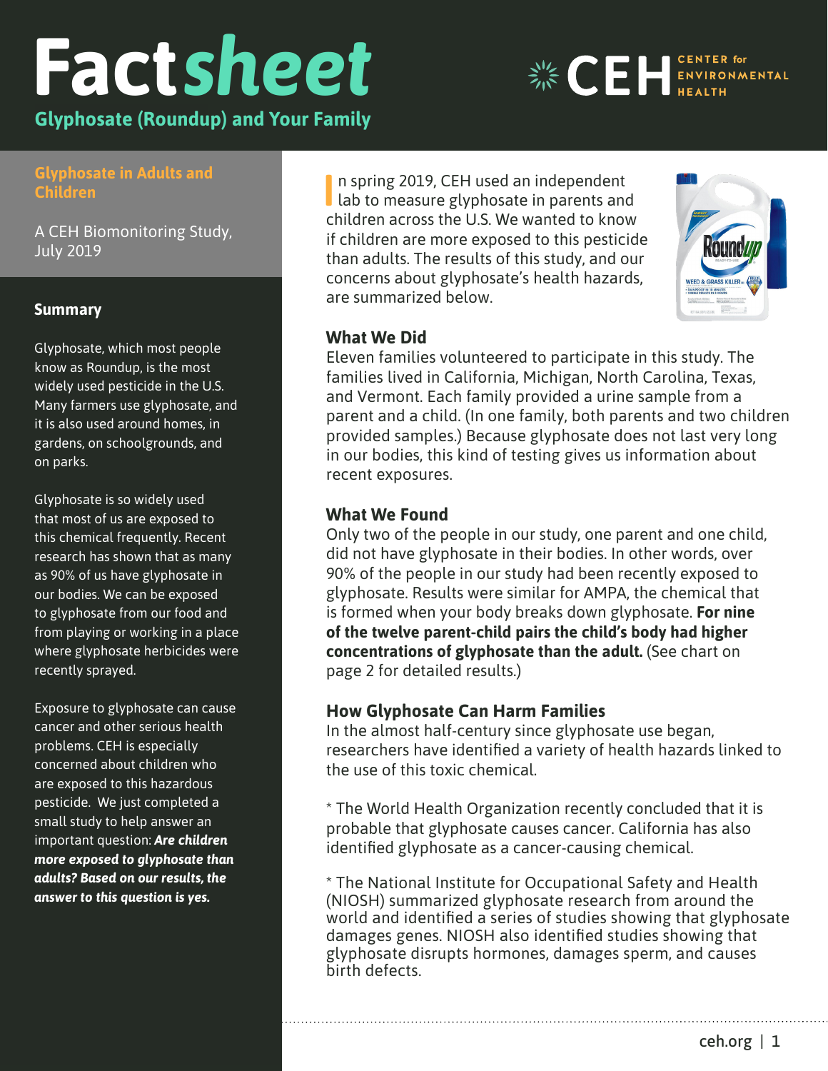# Factsheet

## Glyphosate (Roundup) and Your Family

CENTER for ENVIRONMENTAL HEALTH

### Glyphosate in Adults and Children

A CEH Biomonitoring Study, July 2019

### Summary

Glyphosate, which most people know as Roundup, is the most widely used pesticide in the U.S. Many farmers use glyphosate, and it is also used around homes, in gardens, on schoolgrounds, and on parks.

Glyphosate is so widely used that most of us are exposed to this chemical frequently. Recent research has shown that as many as 90% of us have glyphosate in our bodies. We can be exposed to glyphosate from our food and from playing or working in a place where glyphosate herbicides were recently sprayed.

Exposure to glyphosate can cause cancer and other serious health problems. CEH is especially concerned about children who are exposed to this hazardous pesticide. We just completed a small study to help answer an important question: ***Are children more exposed to glyphosate than adults? Based on our results, the answer to this question is yes.***

In spring 2019, CEH used an independent lab to measure glyphosate in parents and children across the U.S. We wanted to know if children are more exposed to this pesticide than adults. The results of this study, and our concerns about glyphosate's health hazards, are summarized below.

### What We Did

Eleven families volunteered to participate in this study. The families lived in California, Michigan, North Carolina, Texas, and Vermont. Each family provided a urine sample from a parent and a child. (In one family, both parents and two children provided samples.) Because glyphosate does not last very long in our bodies, this kind of testing gives us information about recent exposures.

### What We Found

Only two of the people in our study, one parent and one child, did not have glyphosate in their bodies. In other words, over 90% of the people in our study had been recently exposed to glyphosate. Results were similar for AMPA, the chemical that is formed when your body breaks down glyphosate. **For nine of the twelve parent-child pairs the child's body had higher concentrations of glyphosate than the adult.** (See chart on page 2 for detailed results.)

### How Glyphosate Can Harm Families

In the almost half-century since glyphosate use began, researchers have identified a variety of health hazards linked to the use of this toxic chemical.

* The World Health Organization recently concluded that it is probable that glyphosate causes cancer. California has also identified glyphosate as a cancer-causing chemical.

* The National Institute for Occupational Safety and Health (NIOSH) summarized glyphosate research from around the world and identified a series of studies showing that glyphosate damages genes. NIOSH also identified studies showing that glyphosate disrupts hormones, damages sperm, and causes birth defects.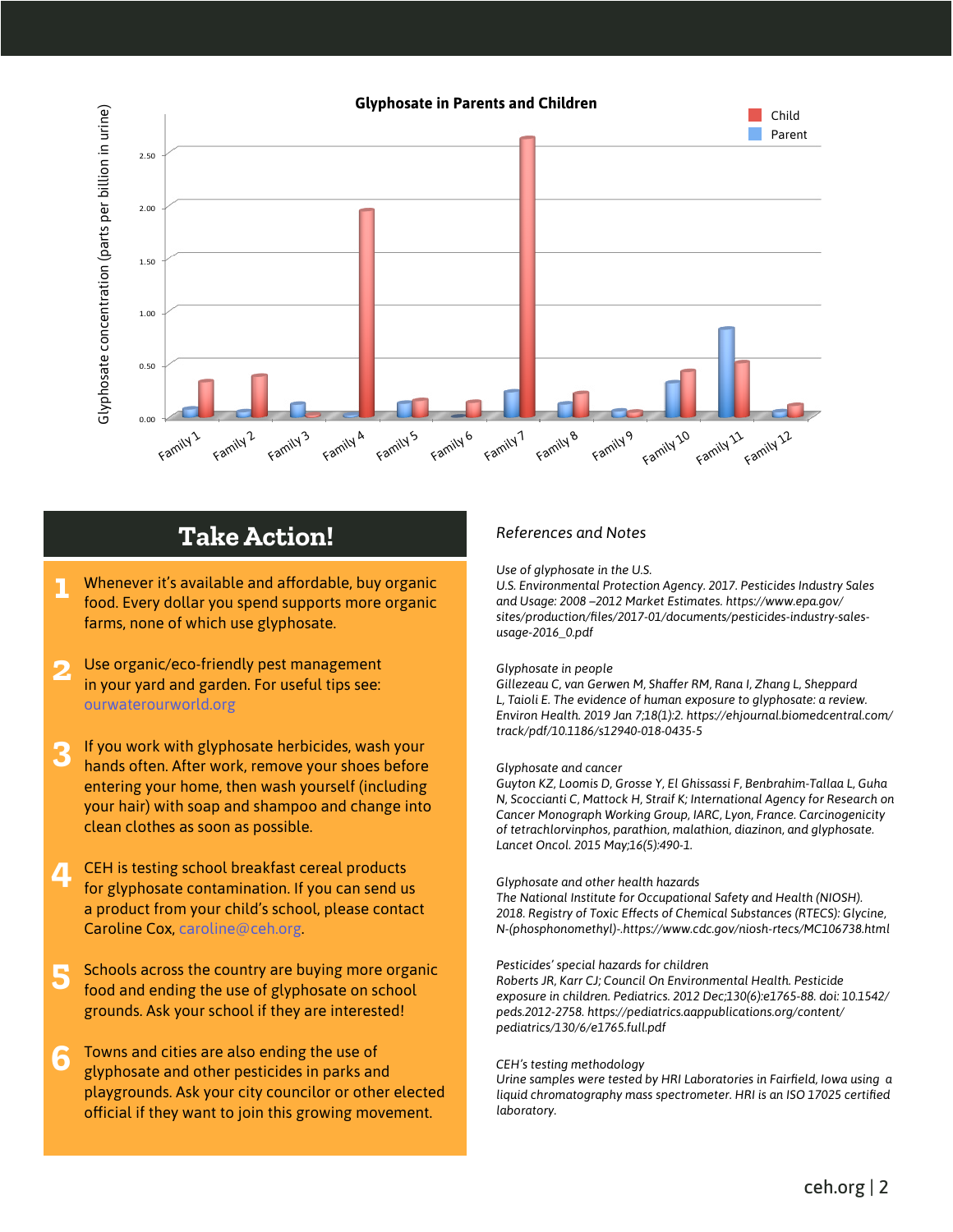Glyphosate in Parents and Children

Child
Parent

Glyphosate concentration (parts per billion in urine)

2.50
2.00
1.50
1.00
0.50
0.00

Family 1
Family 2
Family 3
Family 4
Family 5
Family 6
Family 7
Family 8
Family 9
Family 10
Family 11
Family 12

## Take Action!

1. Whenever it's available and affordable, buy organic food. Every dollar you spend supports more organic farms, none of which use glyphosate.

2. Use organic/eco-friendly pest management in your yard and garden. For useful tips see: ourwaterourworld.org

3. If you work with glyphosate herbicides, wash your hands often. After work, remove your shoes before entering your home, then wash yourself (including your hair) with soap and shampoo and change into clean clothes as soon as possible.

4. CEH is testing school breakfast cereal products for glyphosate contamination. If you can send us a product from your child's school, please contact Caroline Cox, caroline@ceh.org.

5. Schools across the country are buying more organic food and ending the use of glyphosate on school grounds. Ask your school if they are interested!

6. Towns and cities are also ending the use of glyphosate and other pesticides in parks and playgrounds. Ask your city councilor or other elected official if they want to join this growing movement.

## *References and Notes*

*Use of glyphosate in the U.S.*
*U.S. Environmental Protection Agency. 2017. Pesticides Industry Sales and Usage: 2008 –2012 Market Estimates. https://www.epa.gov/sites/production/files/2017-01/documents/pesticides-industry-sales-usage-2016_0.pdf*

*Glyphosate in people*
*Gillezeau C, van Gerwen M, Shaffer RM, Rana I, Zhang L, Sheppard L, Taioli E. The evidence of human exposure to glyphosate: a review. Environ Health. 2019 Jan 7;18(1):2. https://ehjournal.biomedcentral.com/track/pdf/10.1186/s12940-018-0435-5*

*Glyphosate and cancer*
*Guyton KZ, Loomis D, Grosse Y, El Ghissassi F, Benbrahim-Tallaa L, Guha N, Scoccianti C, Mattock H, Straif K; International Agency for Research on Cancer Monograph Working Group, IARC, Lyon, France. Carcinogenicity of tetrachlorvinphos, parathion, malathion, diazinon, and glyphosate. Lancet Oncol. 2015 May;16(5):490-1.*

*Glyphosate and other health hazards*
*The National Institute for Occupational Safety and Health (NIOSH). 2018. Registry of Toxic Effects of Chemical Substances (RTECS): Glycine, N-(phosphonomethyl)-.https://www.cdc.gov/niosh-rtecs/MC106738.html*

*Pesticides' special hazards for children*
*Roberts JR, Karr CJ; Council On Environmental Health. Pesticide exposure in children. Pediatrics. 2012 Dec;130(6):e1765-88. doi: 10.1542/peds.2012-2758. https://pediatrics.aappublications.org/content/pediatrics/130/6/e1765.full.pdf*

*CEH's testing methodology*
*Urine samples were tested by HRI Laboratories in Fairfield, Iowa using a liquid chromatography mass spectrometer. HRI is an ISO 17025 certified laboratory.*